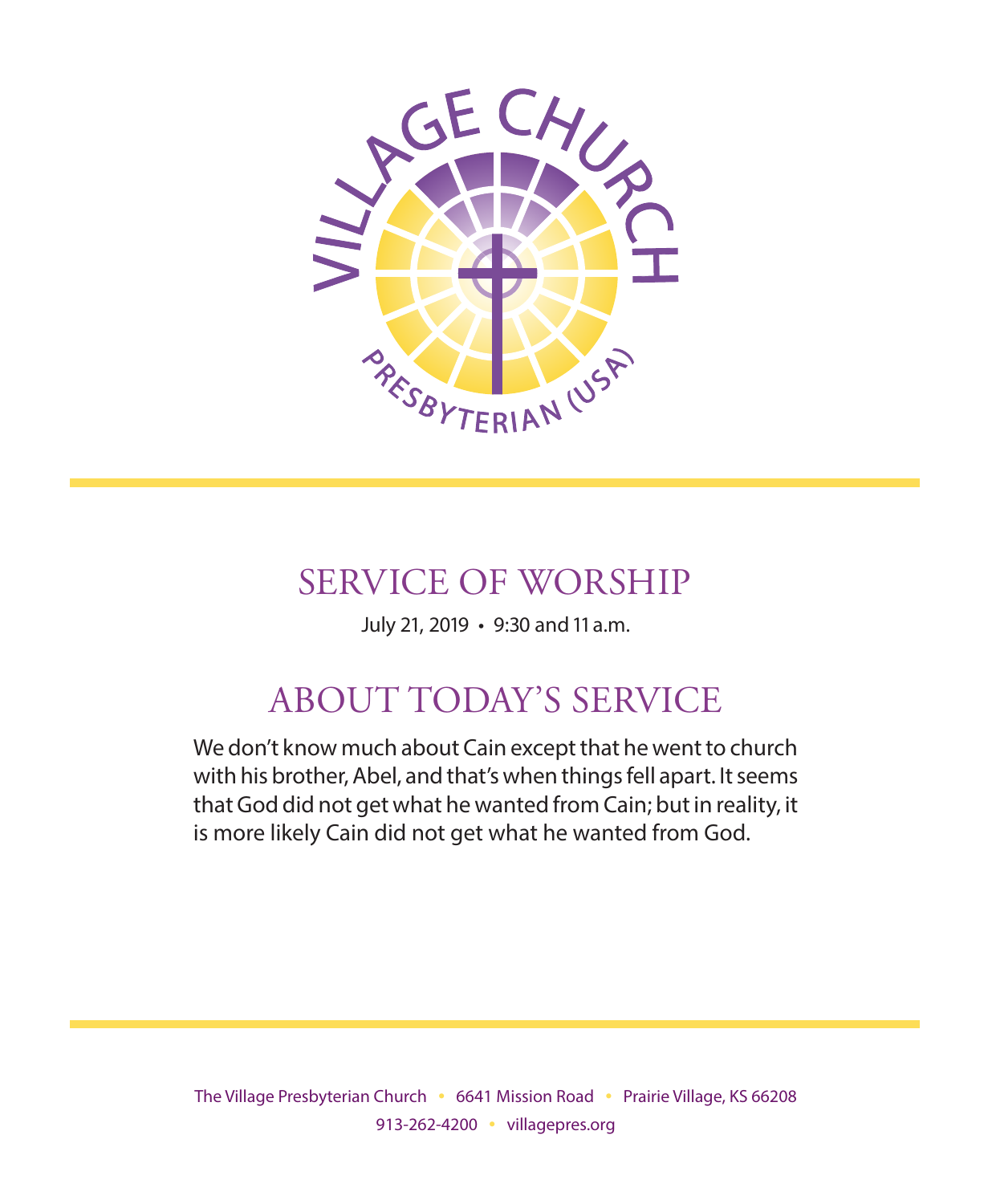VILLAGE CHURCH

PRESBYTERIAN (USA)

# SERVICE OF WORSHIP

July 21, 2019 • 9:30 and 11 a.m.

# ABOUT TODAY'S SERVICE

We don't know much about Cain except that he went to church with his brother, Abel, and that's when things fell apart. It seems that God did not get what he wanted from Cain; but in reality, it is more likely Cain did not get what he wanted from God.

The Village Presbyterian Church • 6641 Mission Road • Prairie Village, KS 66208
913-262-4200 • villagepres.org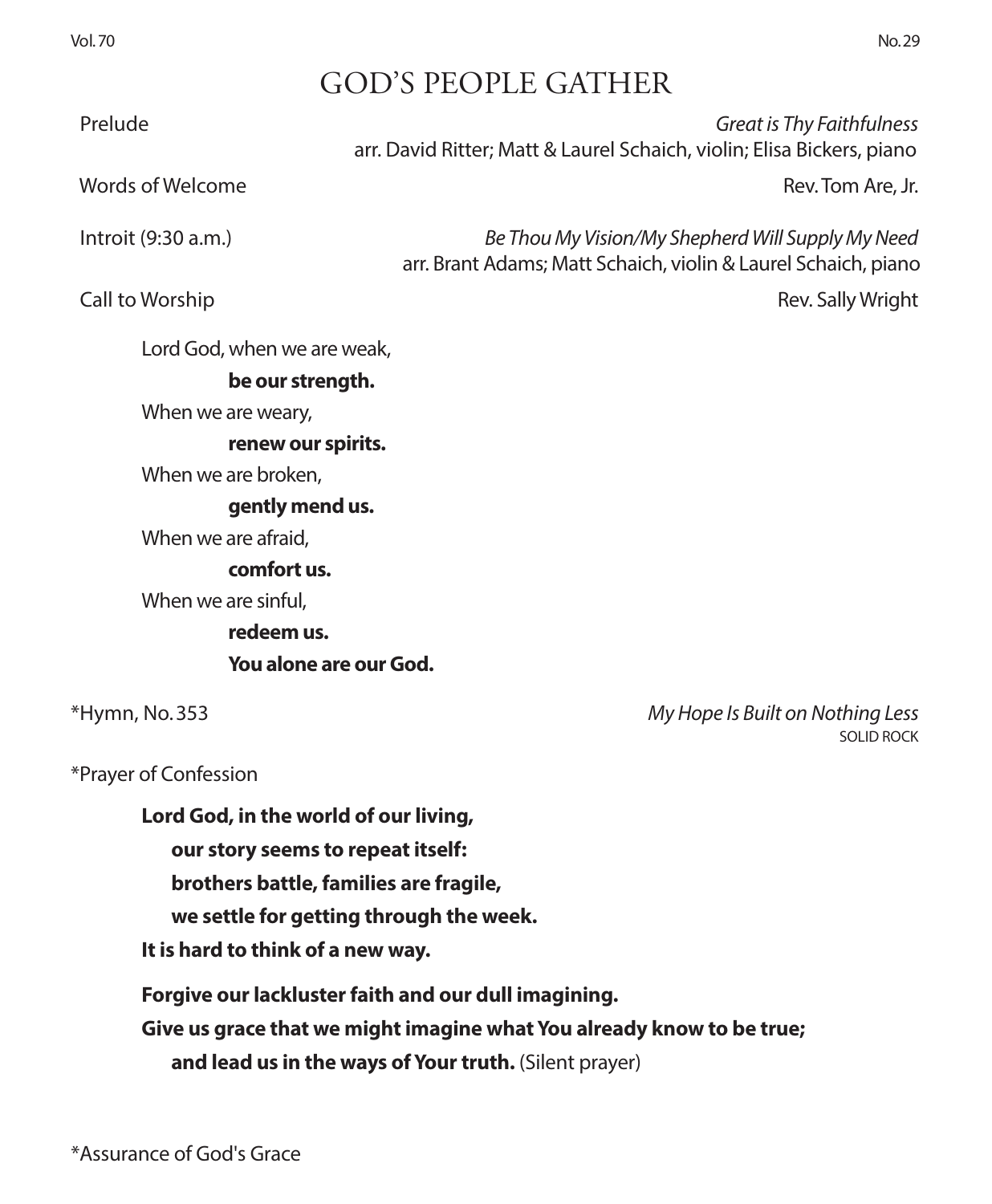# GOD'S PEOPLE GATHER

Prelude *Great is Thy Faithfulness*
arr. David Ritter; Matt & Laurel Schaich, violin; Elisa Bickers, piano

Words of Welcome Rev. Tom Are, Jr.

Introit (9:30 a.m.) *Be Thou My Vision/My Shepherd Will Supply My Need*
arr. Brant Adams; Matt Schaich, violin & Laurel Schaich, piano

Call to Worship Rev. Sally Wright

Lord God, when we are weak,
**be our strength.**
When we are weary,
**renew our spirits.**
When we are broken,
**gently mend us.**
When we are afraid,
**comfort us.**
When we are sinful,
**redeem us.**
**You alone are our God.**

*Hymn, No. 353 *My Hope Is Built on Nothing Less*
SOLID ROCK

*Prayer of Confession

**Lord God, in the world of our living,**
**our story seems to repeat itself:**
**brothers battle, families are fragile,**
**we settle for getting through the week.**
**It is hard to think of a new way.**

**Forgive our lackluster faith and our dull imagining.**
**Give us grace that we might imagine what You already know to be true;**
**and lead us in the ways of Your truth.** (Silent prayer)

*Assurance of God's Grace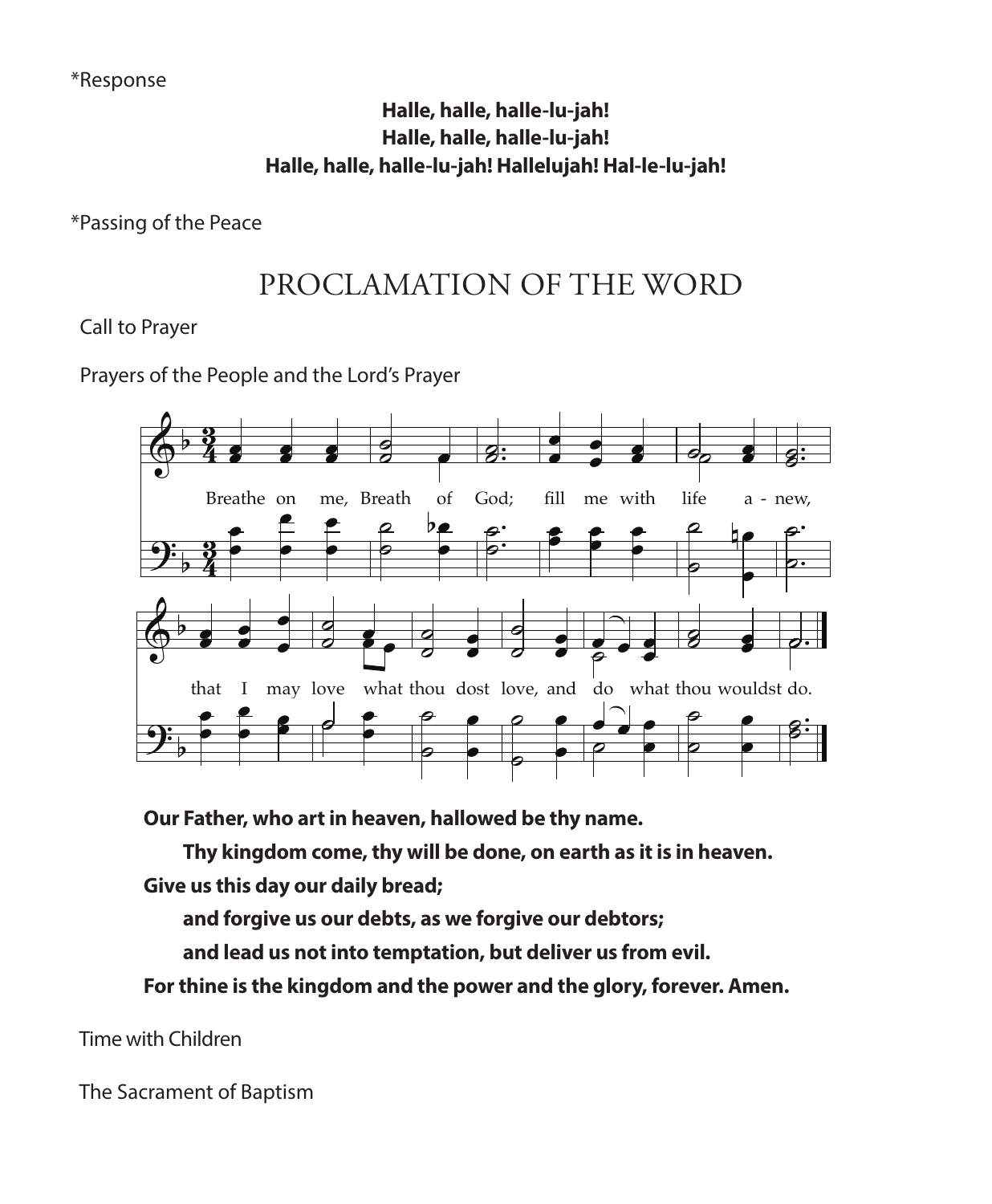*Response

**Halle, halle, halle-lu-jah!**
**Halle, halle, halle-lu-jah!**
**Halle, halle, halle-lu-jah! Hallelujah! Hal-le-lu-jah!**

*Passing of the Peace

# PROCLAMATION OF THE WORD

Call to Prayer

Prayers of the People and the Lord's Prayer

Breathe on me, Breath of God; fill me with life a - new, that I may love what thou dost love, and do what thou wouldst do.

**Our Father, who art in heaven, hallowed be thy name.**

**Thy kingdom come, thy will be done, on earth as it is in heaven.**

**Give us this day our daily bread;**

**and forgive us our debts, as we forgive our debtors;**

**and lead us not into temptation, but deliver us from evil.**

**For thine is the kingdom and the power and the glory, forever. Amen.**

Time with Children

The Sacrament of Baptism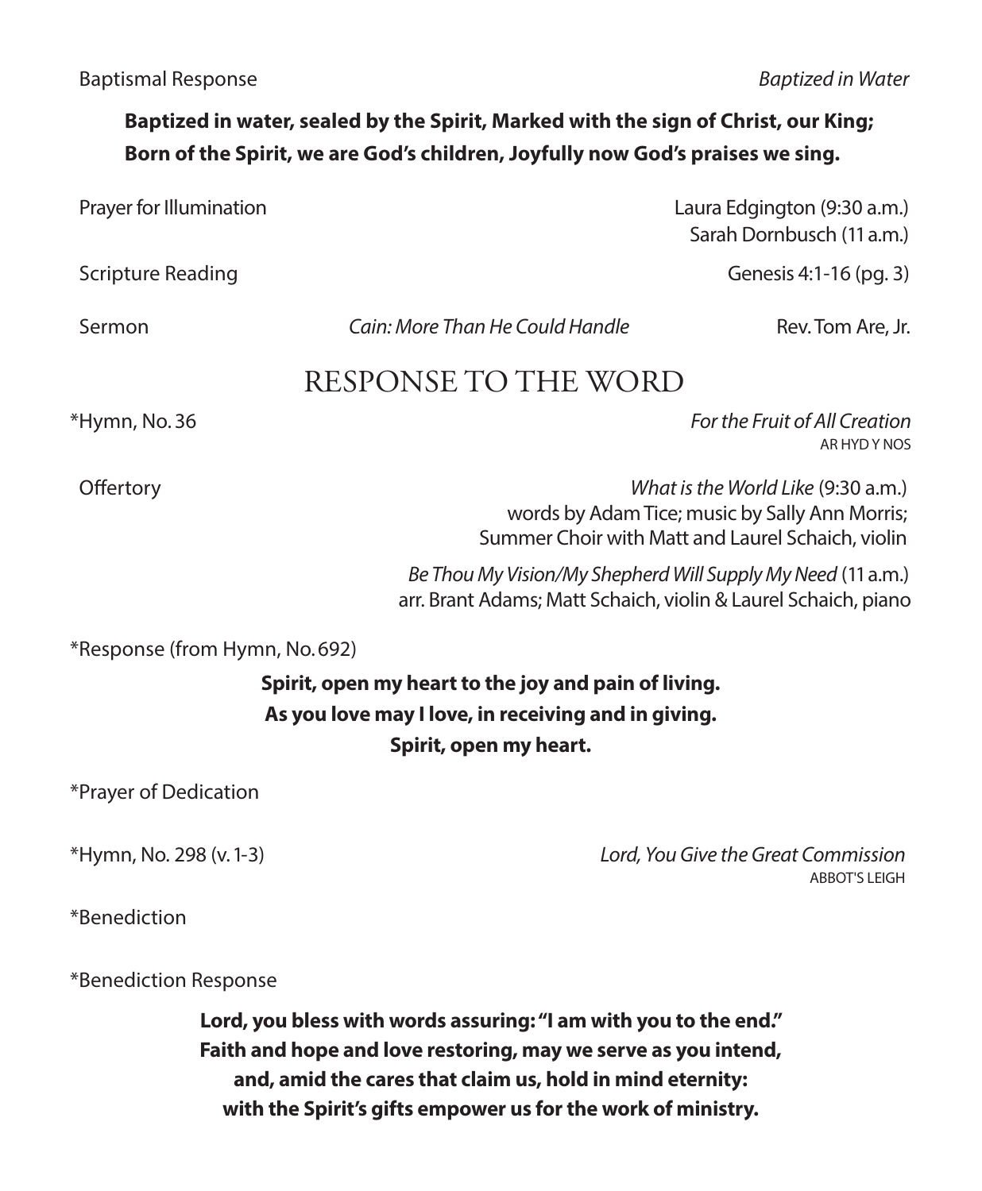Baptismal Response *Baptized in Water*

**Baptized in water, sealed by the Spirit, Marked with the sign of Christ, our King;**
**Born of the Spirit, we are God's children, Joyfully now God's praises we sing.**

Prayer for Illumination Laura Edgington (9:30 a.m.)
Sarah Dornbusch (11 a.m.)

Scripture Reading Genesis 4:1-16 (pg. 3)

Sermon *Cain: More Than He Could Handle* Rev. Tom Are, Jr.

## RESPONSE TO THE WORD

*Hymn, No. 36 *For the Fruit of All Creation*
AR HYD Y NOS

Offertory *What is the World Like* (9:30 a.m.)
words by Adam Tice; music by Sally Ann Morris;
Summer Choir with Matt and Laurel Schaich, violin

*Be Thou My Vision/My Shepherd Will Supply My Need* (11 a.m.)
arr. Brant Adams; Matt Schaich, violin & Laurel Schaich, piano

*Response (from Hymn, No. 692)

**Spirit, open my heart to the joy and pain of living.**
**As you love may I love, in receiving and in giving.**
**Spirit, open my heart.**

*Prayer of Dedication

*Hymn, No. 298 (v. 1-3) *Lord, You Give the Great Commission*
ABBOT'S LEIGH

*Benediction

*Benediction Response

**Lord, you bless with words assuring: "I am with you to the end."**
**Faith and hope and love restoring, may we serve as you intend,**
**and, amid the cares that claim us, hold in mind eternity:**
**with the Spirit's gifts empower us for the work of ministry.**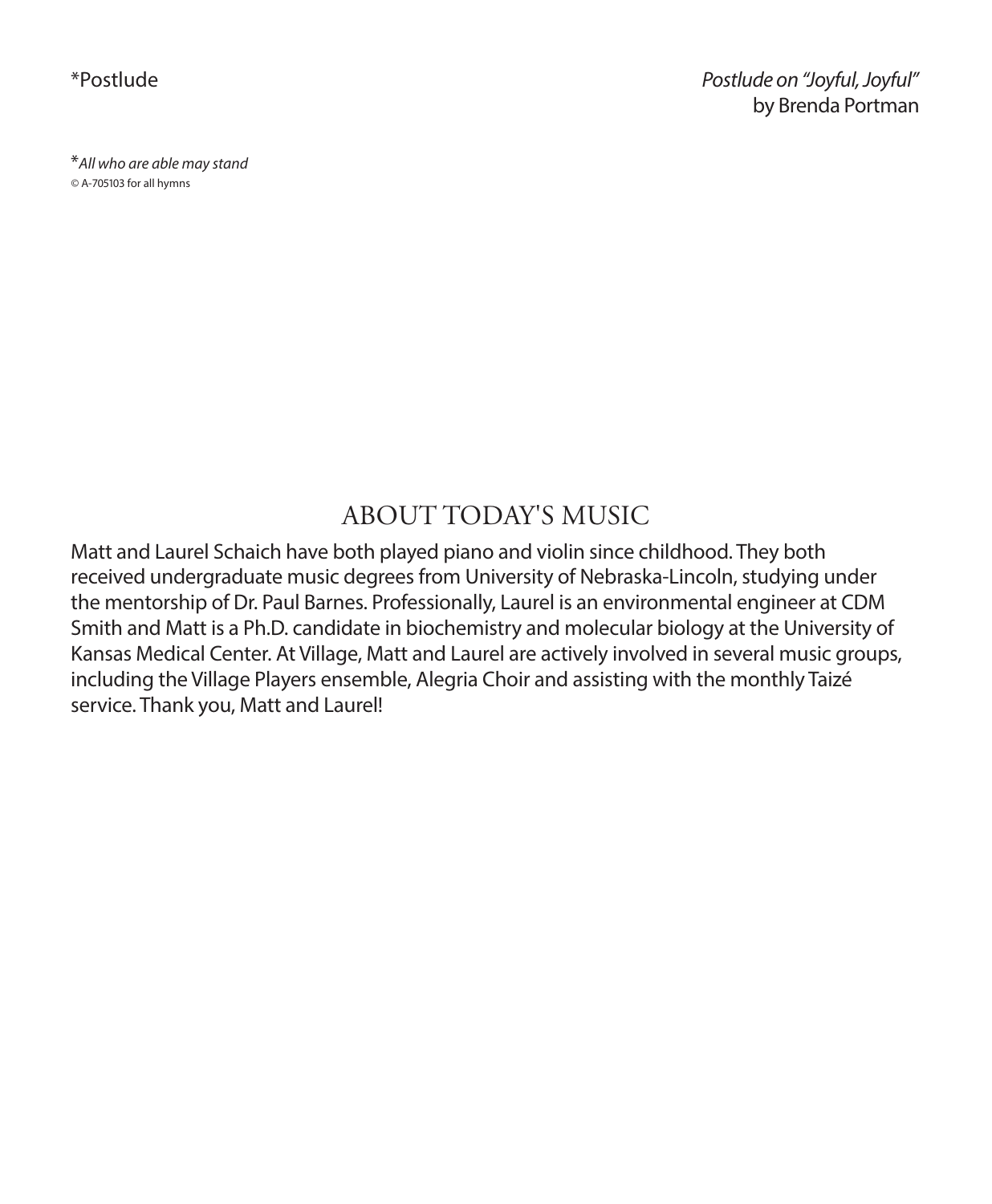*Postlude *Postlude on “Joyful, Joyful”*
by Brenda Portman

**All who are able may stand*
© A-705103 for all hymns

## ABOUT TODAY'S MUSIC

Matt and Laurel Schaich have both played piano and violin since childhood. They both received undergraduate music degrees from University of Nebraska-Lincoln, studying under the mentorship of Dr. Paul Barnes. Professionally, Laurel is an environmental engineer at CDM Smith and Matt is a Ph.D. candidate in biochemistry and molecular biology at the University of Kansas Medical Center. At Village, Matt and Laurel are actively involved in several music groups, including the Village Players ensemble, Alegria Choir and assisting with the monthly Taizé service. Thank you, Matt and Laurel!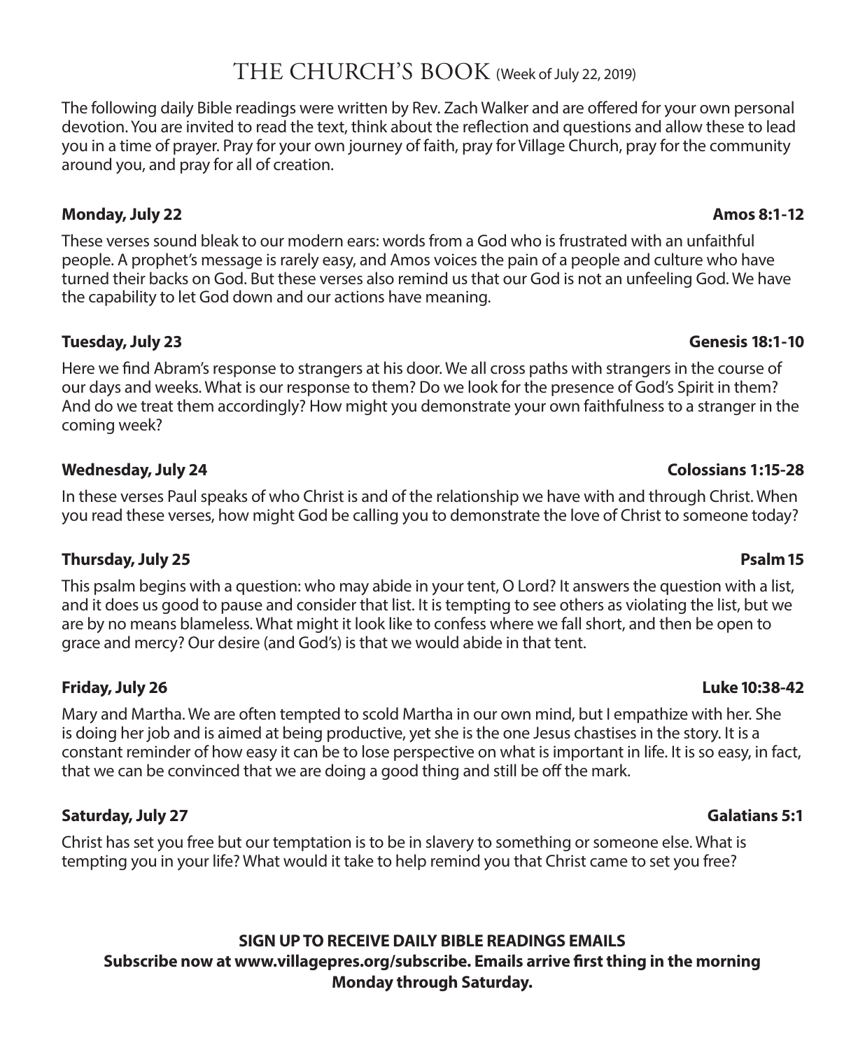# THE CHURCH'S BOOK (Week of July 22, 2019)

The following daily Bible readings were written by Rev. Zach Walker and are offered for your own personal devotion. You are invited to read the text, think about the reflection and questions and allow these to lead you in a time of prayer. Pray for your own journey of faith, pray for Village Church, pray for the community around you, and pray for all of creation.

**Monday, July 22** **Amos 8:1-12**

These verses sound bleak to our modern ears: words from a God who is frustrated with an unfaithful people. A prophet's message is rarely easy, and Amos voices the pain of a people and culture who have turned their backs on God. But these verses also remind us that our God is not an unfeeling God. We have the capability to let God down and our actions have meaning.

**Tuesday, July 23** **Genesis 18:1-10**

Here we find Abram's response to strangers at his door. We all cross paths with strangers in the course of our days and weeks. What is our response to them? Do we look for the presence of God's Spirit in them? And do we treat them accordingly? How might you demonstrate your own faithfulness to a stranger in the coming week?

**Wednesday, July 24** **Colossians 1:15-28**

In these verses Paul speaks of who Christ is and of the relationship we have with and through Christ. When you read these verses, how might God be calling you to demonstrate the love of Christ to someone today?

**Thursday, July 25** **Psalm 15**

This psalm begins with a question: who may abide in your tent, O Lord? It answers the question with a list, and it does us good to pause and consider that list. It is tempting to see others as violating the list, but we are by no means blameless. What might it look like to confess where we fall short, and then be open to grace and mercy? Our desire (and God's) is that we would abide in that tent.

**Friday, July 26** **Luke 10:38-42**

Mary and Martha. We are often tempted to scold Martha in our own mind, but I empathize with her. She is doing her job and is aimed at being productive, yet she is the one Jesus chastises in the story. It is a constant reminder of how easy it can be to lose perspective on what is important in life. It is so easy, in fact, that we can be convinced that we are doing a good thing and still be off the mark.

**Saturday, July 27** **Galatians 5:1**

Christ has set you free but our temptation is to be in slavery to something or someone else. What is tempting you in your life? What would it take to help remind you that Christ came to set you free?

**SIGN UP TO RECEIVE DAILY BIBLE READINGS EMAILS**
**Subscribe now at www.villagepres.org/subscribe. Emails arrive first thing in the morning Monday through Saturday.**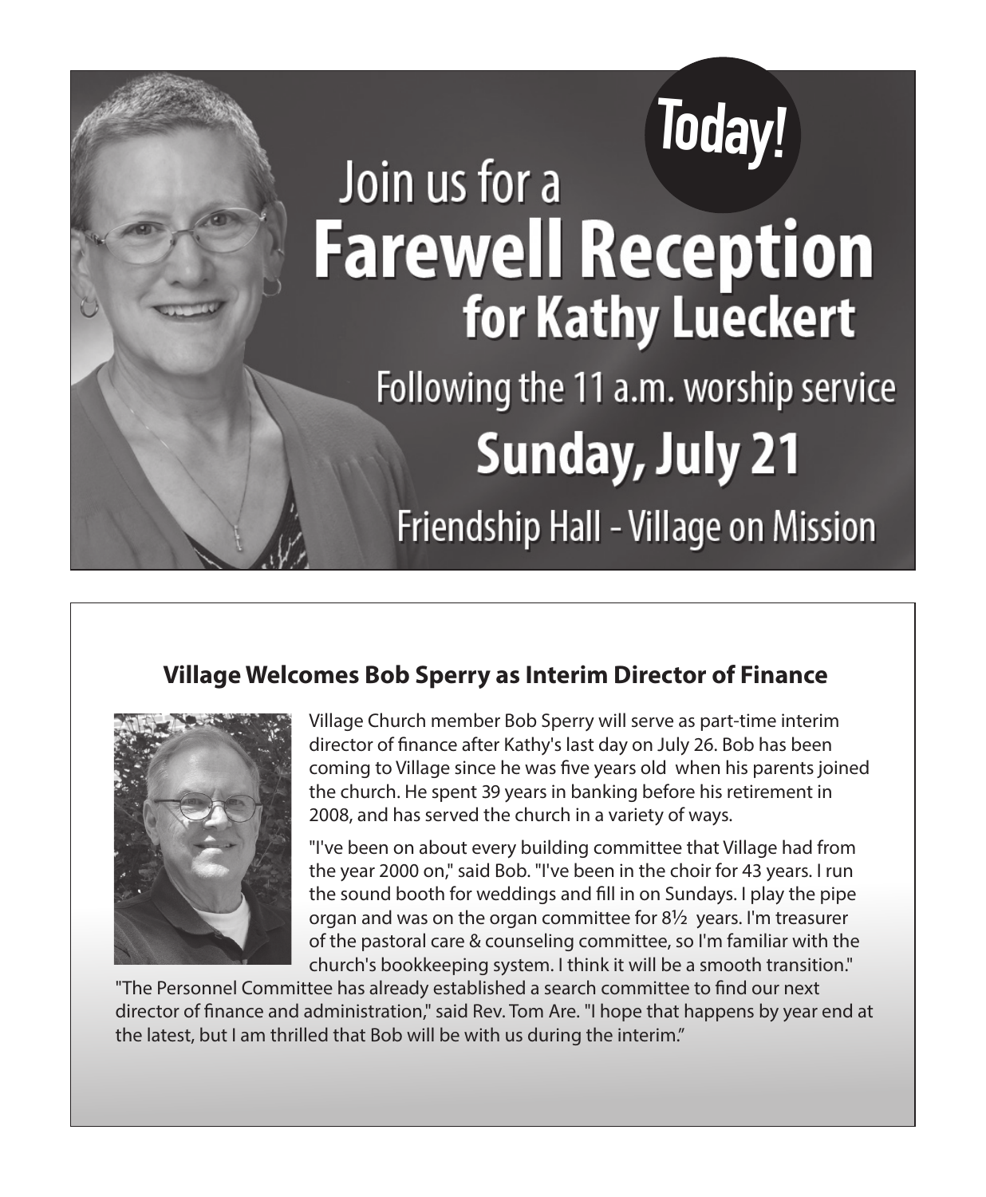**Today!**

Join us for a

# Farewell Reception

## for Kathy Lueckert

Following the 11 a.m. worship service

**Sunday, July 21**

Friendship Hall - Village on Mission

## Village Welcomes Bob Sperry as Interim Director of Finance

Village Church member Bob Sperry will serve as part-time interim director of finance after Kathy's last day on July 26. Bob has been coming to Village since he was five years old when his parents joined the church. He spent 39 years in banking before his retirement in 2008, and has served the church in a variety of ways.

"I've been on about every building committee that Village had from the year 2000 on," said Bob. "I've been in the choir for 43 years. I run the sound booth for weddings and fill in on Sundays. I play the pipe organ and was on the organ committee for 8½ years. I'm treasurer of the pastoral care & counseling committee, so I'm familiar with the church's bookkeeping system. I think it will be a smooth transition."

"The Personnel Committee has already established a search committee to find our next director of finance and administration," said Rev. Tom Are. "I hope that happens by year end at the latest, but I am thrilled that Bob will be with us during the interim."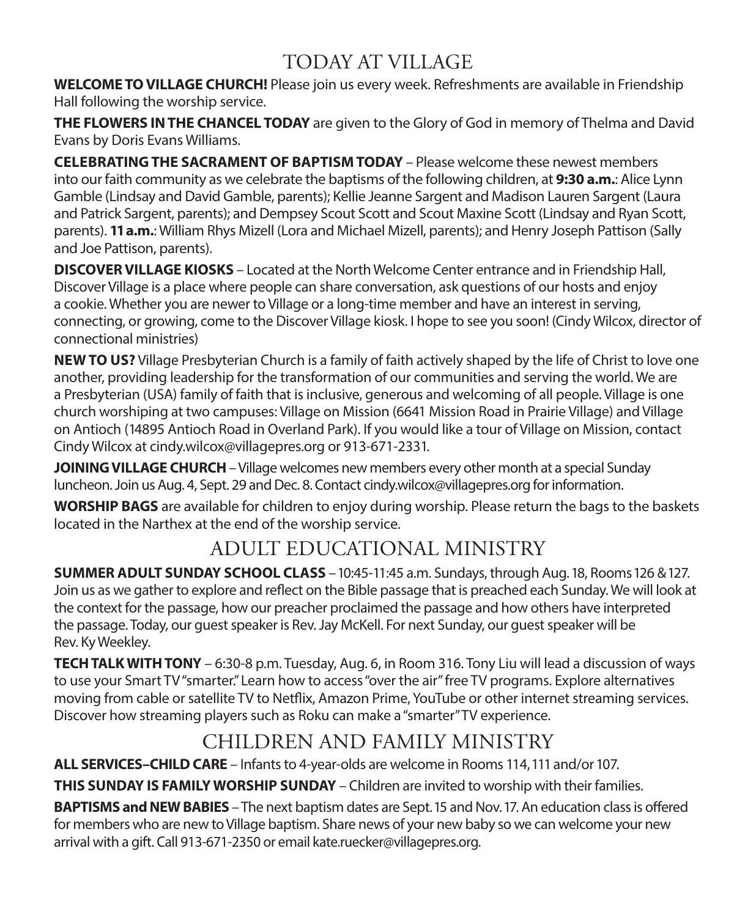## TODAY AT VILLAGE

**WELCOME TO VILLAGE CHURCH!** Please join us every week. Refreshments are available in Friendship Hall following the worship service.

**THE FLOWERS IN THE CHANCEL TODAY** are given to the Glory of God in memory of Thelma and David Evans by Doris Evans Williams.

**CELEBRATING THE SACRAMENT OF BAPTISM TODAY** – Please welcome these newest members into our faith community as we celebrate the baptisms of the following children, at **9:30 a.m.**: Alice Lynn Gamble (Lindsay and David Gamble, parents); Kellie Jeanne Sargent and Madison Lauren Sargent (Laura and Patrick Sargent, parents); and Dempsey Scout Scott and Scout Maxine Scott (Lindsay and Ryan Scott, parents). **11 a.m.**: William Rhys Mizell (Lora and Michael Mizell, parents); and Henry Joseph Pattison (Sally and Joe Pattison, parents).

**DISCOVER VILLAGE KIOSKS** – Located at the North Welcome Center entrance and in Friendship Hall, Discover Village is a place where people can share conversation, ask questions of our hosts and enjoy a cookie. Whether you are newer to Village or a long-time member and have an interest in serving, connecting, or growing, come to the Discover Village kiosk. I hope to see you soon! (Cindy Wilcox, director of connectional ministries)

**NEW TO US?** Village Presbyterian Church is a family of faith actively shaped by the life of Christ to love one another, providing leadership for the transformation of our communities and serving the world. We are a Presbyterian (USA) family of faith that is inclusive, generous and welcoming of all people. Village is one church worshiping at two campuses: Village on Mission (6641 Mission Road in Prairie Village) and Village on Antioch (14895 Antioch Road in Overland Park). If you would like a tour of Village on Mission, contact Cindy Wilcox at cindy.wilcox@villagepres.org or 913-671-2331.

**JOINING VILLAGE CHURCH** – Village welcomes new members every other month at a special Sunday luncheon. Join us Aug. 4, Sept. 29 and Dec. 8. Contact cindy.wilcox@villagepres.org for information.

**WORSHIP BAGS** are available for children to enjoy during worship. Please return the bags to the baskets located in the Narthex at the end of the worship service.

## ADULT EDUCATIONAL MINISTRY

**SUMMER ADULT SUNDAY SCHOOL CLASS** – 10:45-11:45 a.m. Sundays, through Aug. 18, Rooms 126 & 127. Join us as we gather to explore and reflect on the Bible passage that is preached each Sunday. We will look at the context for the passage, how our preacher proclaimed the passage and how others have interpreted the passage. Today, our guest speaker is Rev. Jay McKell. For next Sunday, our guest speaker will be Rev. Ky Weekley.

**TECH TALK WITH TONY** – 6:30-8 p.m. Tuesday, Aug. 6, in Room 316. Tony Liu will lead a discussion of ways to use your Smart TV "smarter." Learn how to access "over the air" free TV programs. Explore alternatives moving from cable or satellite TV to Netflix, Amazon Prime, YouTube or other internet streaming services. Discover how streaming players such as Roku can make a "smarter" TV experience.

## CHILDREN AND FAMILY MINISTRY

**ALL SERVICES–CHILD CARE** – Infants to 4-year-olds are welcome in Rooms 114, 111 and/or 107.

**THIS SUNDAY IS FAMILY WORSHIP SUNDAY** – Children are invited to worship with their families.

**BAPTISMS and NEW BABIES** – The next baptism dates are Sept. 15 and Nov. 17. An education class is offered for members who are new to Village baptism. Share news of your new baby so we can welcome your new arrival with a gift. Call 913-671-2350 or email kate.ruecker@villagepres.org.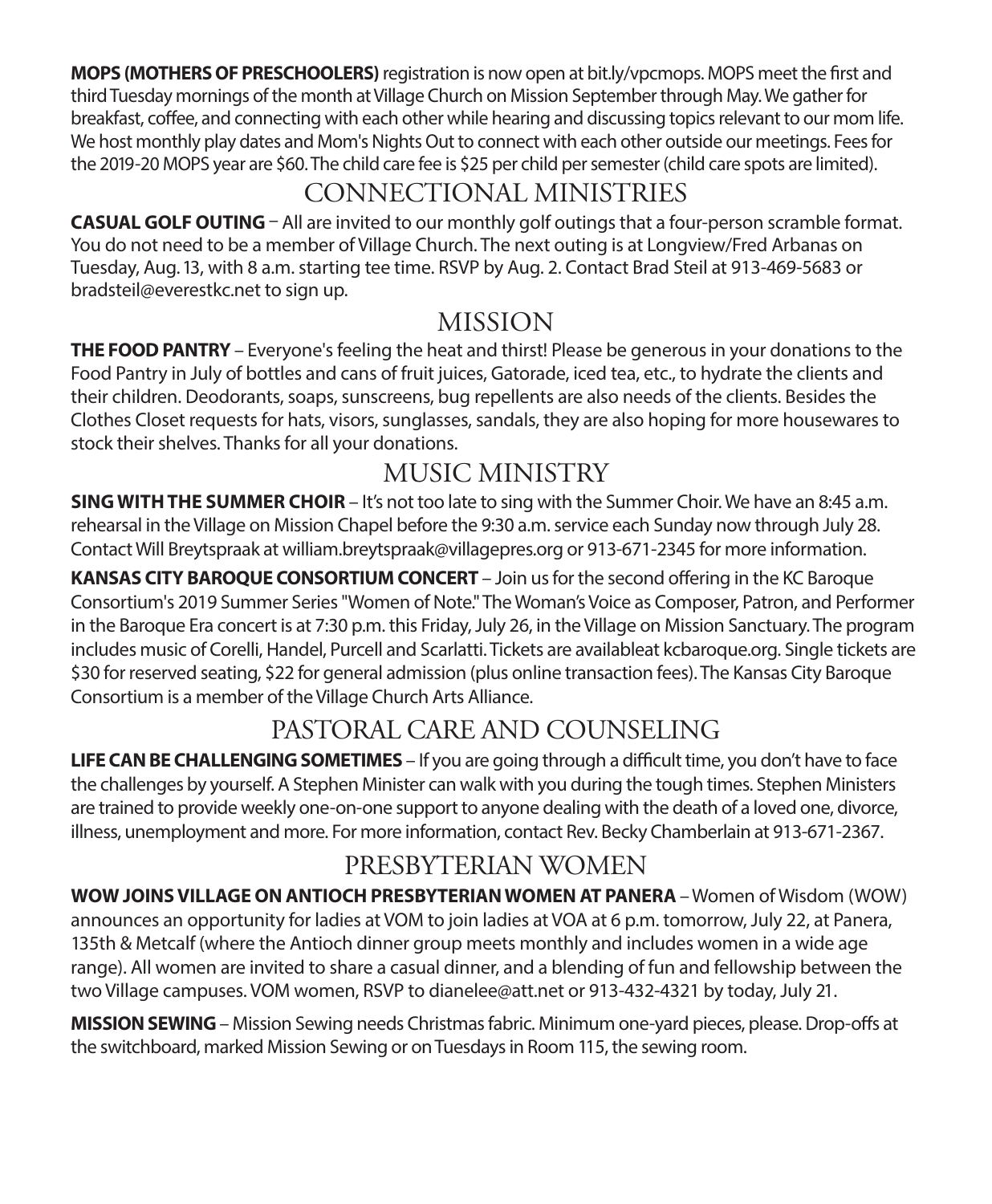**MOPS (MOTHERS OF PRESCHOOLERS)** registration is now open at bit.ly/vpcmops. MOPS meet the first and third Tuesday mornings of the month at Village Church on Mission September through May. We gather for breakfast, coffee, and connecting with each other while hearing and discussing topics relevant to our mom life. We host monthly play dates and Mom's Nights Out to connect with each other outside our meetings. Fees for the 2019-20 MOPS year are $60. The child care fee is $25 per child per semester (child care spots are limited).

## CONNECTIONAL MINISTRIES

**CASUAL GOLF OUTING** – All are invited to our monthly golf outings that a four-person scramble format. You do not need to be a member of Village Church. The next outing is at Longview/Fred Arbanas on Tuesday, Aug. 13, with 8 a.m. starting tee time. RSVP by Aug. 2. Contact Brad Steil at 913-469-5683 or bradsteil@everestkc.net to sign up.

## MISSION

**THE FOOD PANTRY** – Everyone's feeling the heat and thirst! Please be generous in your donations to the Food Pantry in July of bottles and cans of fruit juices, Gatorade, iced tea, etc., to hydrate the clients and their children. Deodorants, soaps, sunscreens, bug repellents are also needs of the clients. Besides the Clothes Closet requests for hats, visors, sunglasses, sandals, they are also hoping for more housewares to stock their shelves. Thanks for all your donations.

## MUSIC MINISTRY

**SING WITH THE SUMMER CHOIR** – It's not too late to sing with the Summer Choir. We have an 8:45 a.m. rehearsal in the Village on Mission Chapel before the 9:30 a.m. service each Sunday now through July 28. Contact Will Breytspraak at william.breytspraak@villagepres.org or 913-671-2345 for more information.

**KANSAS CITY BAROQUE CONSORTIUM CONCERT** – Join us for the second offering in the KC Baroque Consortium's 2019 Summer Series "Women of Note." The Woman's Voice as Composer, Patron, and Performer in the Baroque Era concert is at 7:30 p.m. this Friday, July 26, in the Village on Mission Sanctuary. The program includes music of Corelli, Handel, Purcell and Scarlatti. Tickets are availableat kcbaroque.org. Single tickets are $30 for reserved seating, $22 for general admission (plus online transaction fees). The Kansas City Baroque Consortium is a member of the Village Church Arts Alliance.

## PASTORAL CARE AND COUNSELING

**LIFE CAN BE CHALLENGING SOMETIMES** – If you are going through a difficult time, you don't have to face the challenges by yourself. A Stephen Minister can walk with you during the tough times. Stephen Ministers are trained to provide weekly one-on-one support to anyone dealing with the death of a loved one, divorce, illness, unemployment and more. For more information, contact Rev. Becky Chamberlain at 913-671-2367.

## PRESBYTERIAN WOMEN

**WOW JOINS VILLAGE ON ANTIOCH PRESBYTERIAN WOMEN AT PANERA** – Women of Wisdom (WOW) announces an opportunity for ladies at VOM to join ladies at VOA at 6 p.m. tomorrow, July 22, at Panera, 135th & Metcalf (where the Antioch dinner group meets monthly and includes women in a wide age range). All women are invited to share a casual dinner, and a blending of fun and fellowship between the two Village campuses. VOM women, RSVP to dianelee@att.net or 913-432-4321 by today, July 21.

**MISSION SEWING** – Mission Sewing needs Christmas fabric. Minimum one-yard pieces, please. Drop-offs at the switchboard, marked Mission Sewing or on Tuesdays in Room 115, the sewing room.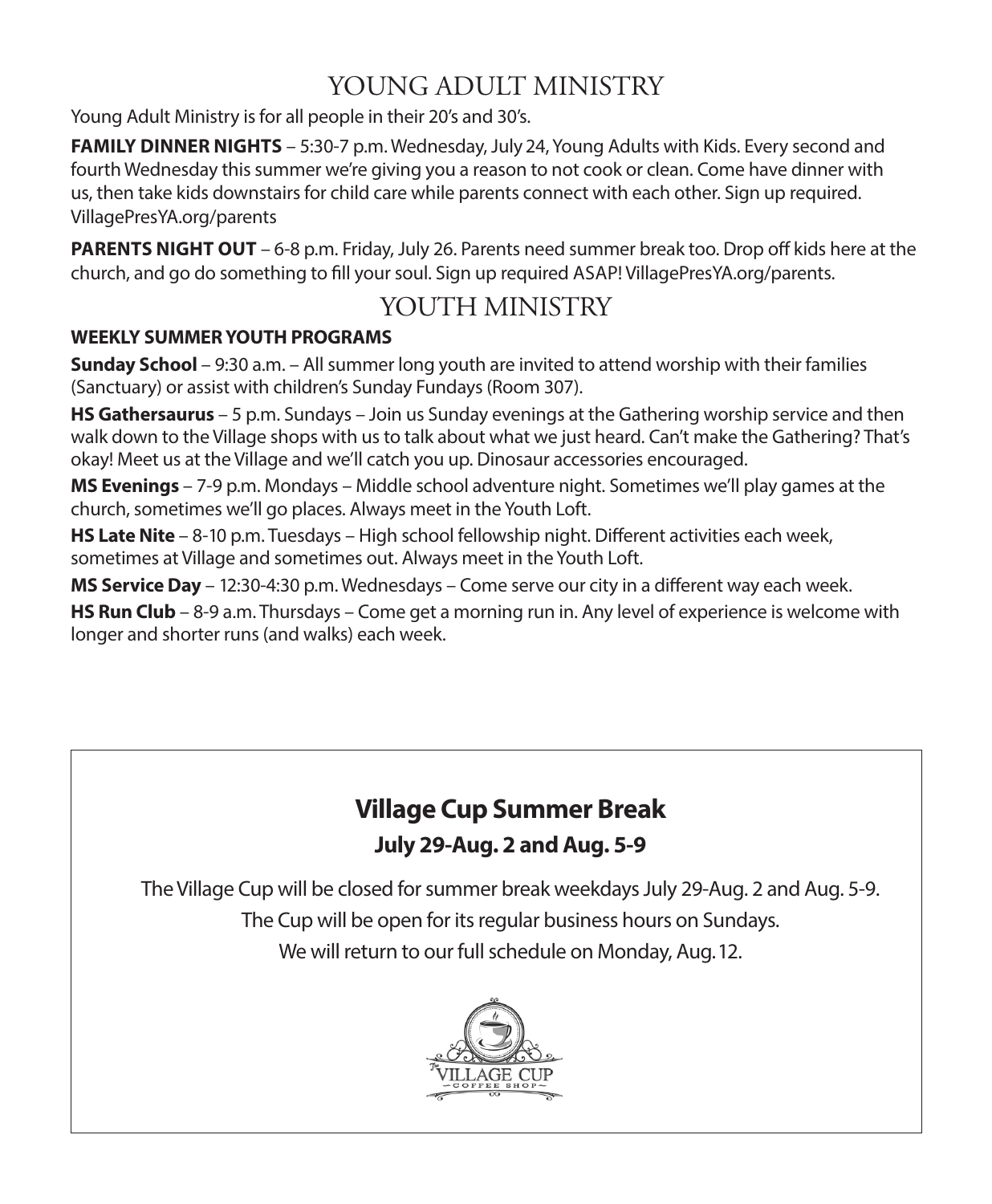## YOUNG ADULT MINISTRY

Young Adult Ministry is for all people in their 20's and 30's.

**FAMILY DINNER NIGHTS** – 5:30-7 p.m. Wednesday, July 24, Young Adults with Kids. Every second and fourth Wednesday this summer we're giving you a reason to not cook or clean. Come have dinner with us, then take kids downstairs for child care while parents connect with each other. Sign up required. VillagePresYA.org/parents

**PARENTS NIGHT OUT** – 6-8 p.m. Friday, July 26. Parents need summer break too. Drop off kids here at the church, and go do something to fill your soul. Sign up required ASAP! VillagePresYA.org/parents.

## YOUTH MINISTRY

**WEEKLY SUMMER YOUTH PROGRAMS**

**Sunday School** – 9:30 a.m. – All summer long youth are invited to attend worship with their families (Sanctuary) or assist with children's Sunday Fundays (Room 307).

**HS Gathersaurus** – 5 p.m. Sundays – Join us Sunday evenings at the Gathering worship service and then walk down to the Village shops with us to talk about what we just heard. Can't make the Gathering? That's okay! Meet us at the Village and we'll catch you up. Dinosaur accessories encouraged.

**MS Evenings** – 7-9 p.m. Mondays – Middle school adventure night. Sometimes we'll play games at the church, sometimes we'll go places. Always meet in the Youth Loft.

**HS Late Nite** – 8-10 p.m. Tuesdays – High school fellowship night. Different activities each week, sometimes at Village and sometimes out. Always meet in the Youth Loft.

**MS Service Day** – 12:30-4:30 p.m. Wednesdays – Come serve our city in a different way each week.

**HS Run Club** – 8-9 a.m. Thursdays – Come get a morning run in. Any level of experience is welcome with longer and shorter runs (and walks) each week.

### Village Cup Summer Break

**July 29-Aug. 2 and Aug. 5-9**

The Village Cup will be closed for summer break weekdays July 29-Aug. 2 and Aug. 5-9.

The Cup will be open for its regular business hours on Sundays.

We will return to our full schedule on Monday, Aug. 12.

The Village Cup Coffee Shop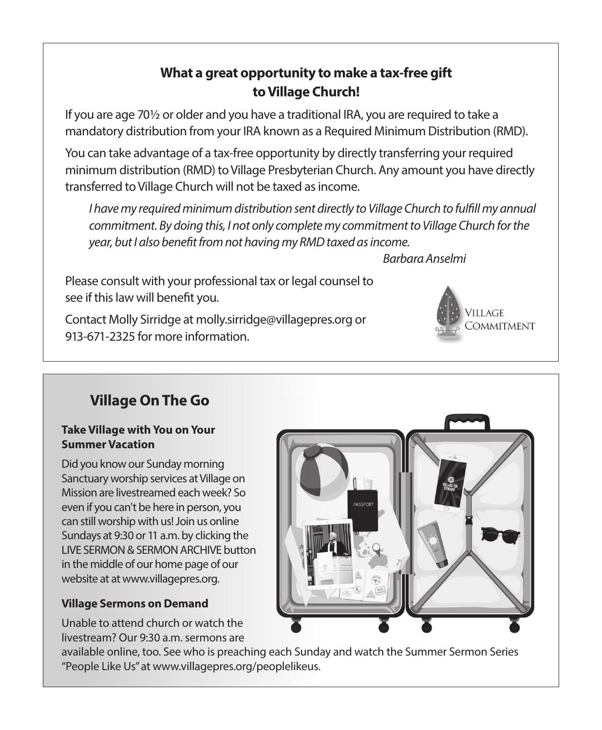## What a great opportunity to make a tax-free gift to Village Church!

If you are age 70½ or older and you have a traditional IRA, you are required to take a mandatory distribution from your IRA known as a Required Minimum Distribution (RMD).

You can take advantage of a tax-free opportunity by directly transferring your required minimum distribution (RMD) to Village Presbyterian Church. Any amount you have directly transferred to Village Church will not be taxed as income.

> *I have my required minimum distribution sent directly to Village Church to fulfill my annual commitment. By doing this, I not only complete my commitment to Village Church for the year, but I also benefit from not having my RMD taxed as income.*
>
> *Barbara Anselmi*

Please consult with your professional tax or legal counsel to see if this law will benefit you.

Contact Molly Sirridge at molly.sirridge@villagepres.org or 913-671-2325 for more information.

Village Commitment

## Village On The Go

### Take Village with You on Your Summer Vacation

Did you know our Sunday morning Sanctuary worship services at Village on Mission are livestreamed each week? So even if you can't be here in person, you can still worship with us! Join us online Sundays at 9:30 or 11 a.m. by clicking the LIVE SERMON & SERMON ARCHIVE button in the middle of our home page of our website at at www.villagepres.org.

### Village Sermons on Demand

Unable to attend church or watch the livestream? Our 9:30 a.m. sermons are available online, too. See who is preaching each Sunday and watch the Summer Sermon Series "People Like Us" at www.villagepres.org/peoplelikeus.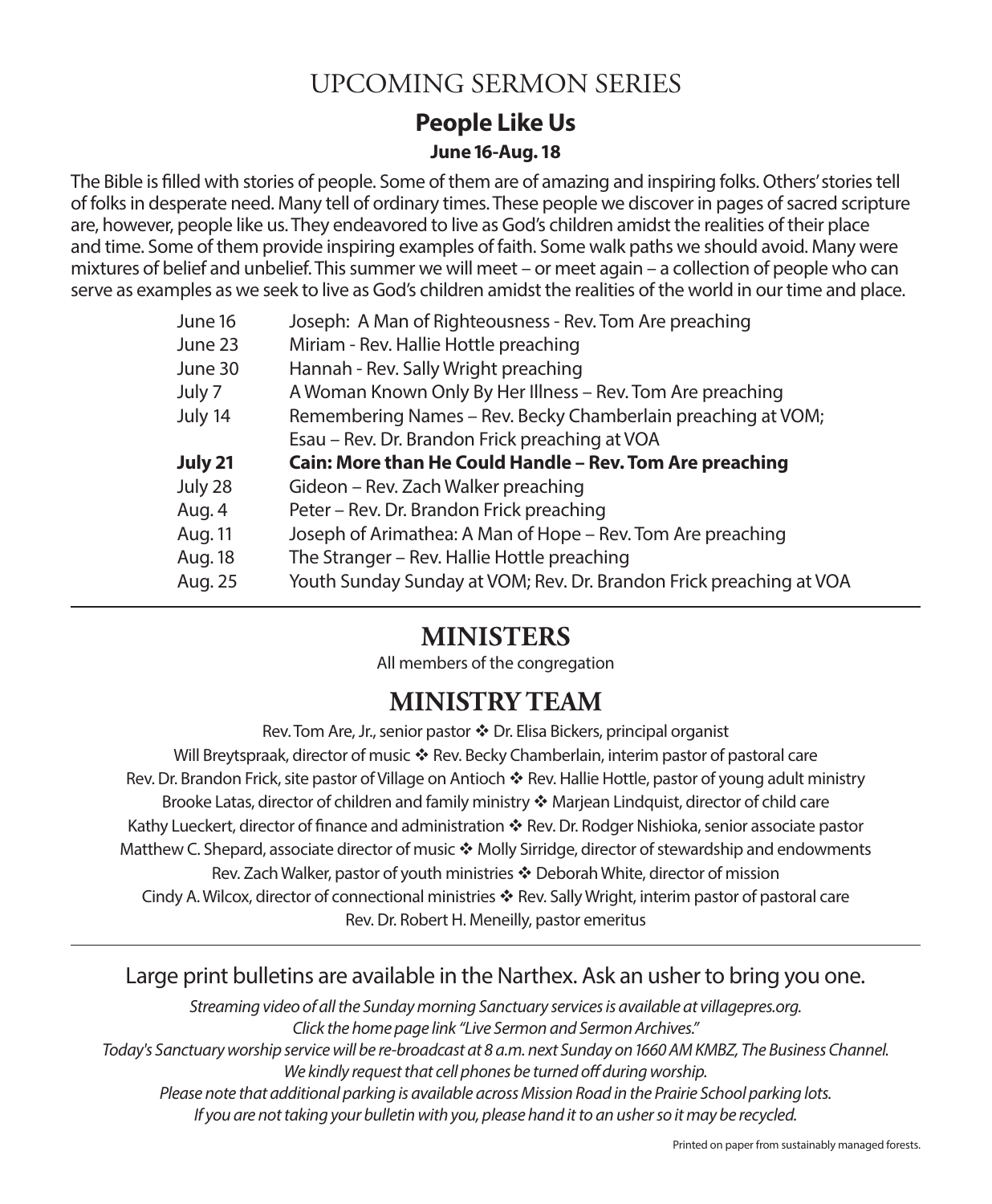# UPCOMING SERMON SERIES

## People Like Us

**June 16-Aug. 18**

The Bible is filled with stories of people. Some of them are of amazing and inspiring folks. Others' stories tell of folks in desperate need. Many tell of ordinary times. These people we discover in pages of sacred scripture are, however, people like us. They endeavored to live as God's children amidst the realities of their place and time. Some of them provide inspiring examples of faith. Some walk paths we should avoid. Many were mixtures of belief and unbelief. This summer we will meet – or meet again – a collection of people who can serve as examples as we seek to live as God's children amidst the realities of the world in our time and place.

| | |
|---|---|
| June 16 | Joseph: A Man of Righteousness - Rev. Tom Are preaching |
| June 23 | Miriam - Rev. Hallie Hottle preaching |
| June 30 | Hannah - Rev. Sally Wright preaching |
| July 7 | A Woman Known Only By Her Illness – Rev. Tom Are preaching |
| July 14 | Remembering Names – Rev. Becky Chamberlain preaching at VOM; Esau – Rev. Dr. Brandon Frick preaching at VOA |
| **July 21** | **Cain: More than He Could Handle – Rev. Tom Are preaching** |
| July 28 | Gideon – Rev. Zach Walker preaching |
| Aug. 4 | Peter – Rev. Dr. Brandon Frick preaching |
| Aug. 11 | Joseph of Arimathea: A Man of Hope – Rev. Tom Are preaching |
| Aug. 18 | The Stranger – Rev. Hallie Hottle preaching |
| Aug. 25 | Youth Sunday Sunday at VOM; Rev. Dr. Brandon Frick preaching at VOA |

# MINISTERS

All members of the congregation

# MINISTRY TEAM

Rev. Tom Are, Jr., senior pastor ❖ Dr. Elisa Bickers, principal organist
Will Breytspraak, director of music ❖ Rev. Becky Chamberlain, interim pastor of pastoral care
Rev. Dr. Brandon Frick, site pastor of Village on Antioch ❖ Rev. Hallie Hottle, pastor of young adult ministry
Brooke Latas, director of children and family ministry ❖ Marjean Lindquist, director of child care
Kathy Lueckert, director of finance and administration ❖ Rev. Dr. Rodger Nishioka, senior associate pastor
Matthew C. Shepard, associate director of music ❖ Molly Sirridge, director of stewardship and endowments
Rev. Zach Walker, pastor of youth ministries ❖ Deborah White, director of mission
Cindy A. Wilcox, director of connectional ministries ❖ Rev. Sally Wright, interim pastor of pastoral care
Rev. Dr. Robert H. Meneilly, pastor emeritus

Large print bulletins are available in the Narthex. Ask an usher to bring you one.

*Streaming video of all the Sunday morning Sanctuary services is available at villagepres.org.*
*Click the home page link "Live Sermon and Sermon Archives."*
*Today's Sanctuary worship service will be re-broadcast at 8 a.m. next Sunday on 1660 AM KMBZ, The Business Channel.*
*We kindly request that cell phones be turned off during worship.*
*Please note that additional parking is available across Mission Road in the Prairie School parking lots.*
*If you are not taking your bulletin with you, please hand it to an usher so it may be recycled.*

Printed on paper from sustainably managed forests.